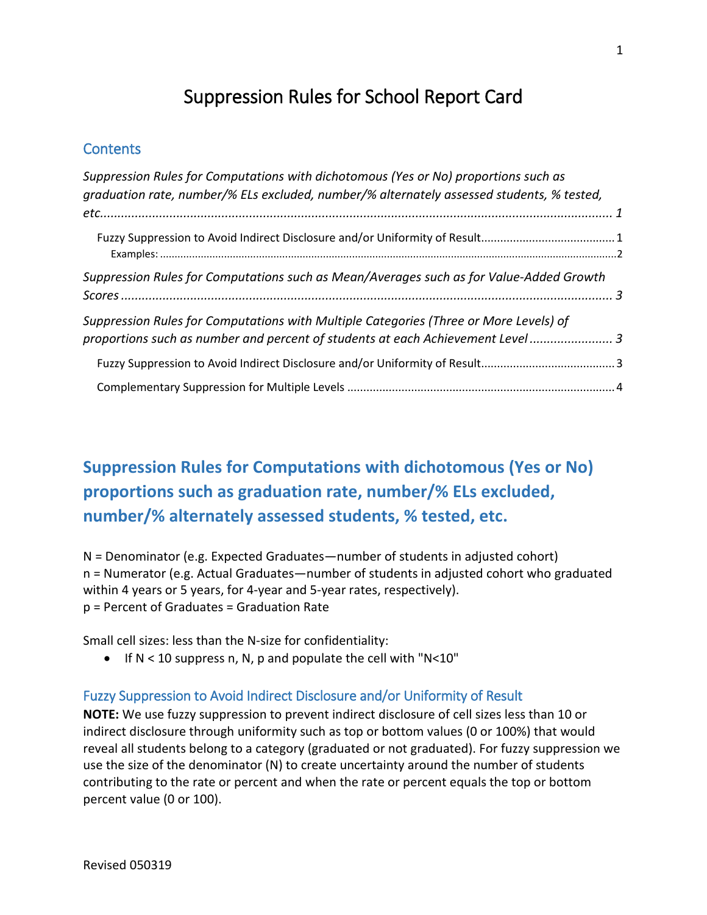# Suppression Rules for School Report Card

## Contents

*Suppression Rules for Computations with dichotomous (Yes or No) proportions such as graduation rate, number/% ELs excluded, number/% alternately assessed students, % tested, etc.* ........ *1*

- Fuzzy Suppression to Avoid Indirect Disclosure and/or Uniformity of Result ........ 1
  - Examples: ........ 2

*Suppression Rules for Computations such as Mean/Averages such as for Value-Added Growth Scores* ........ *3*

*Suppression Rules for Computations with Multiple Categories (Three or More Levels) of proportions such as number and percent of students at each Achievement Level* ........ *3*

- Fuzzy Suppression to Avoid Indirect Disclosure and/or Uniformity of Result ........ 3
- Complementary Suppression for Multiple Levels ........ 4

## Suppression Rules for Computations with dichotomous (Yes or No) proportions such as graduation rate, number/% ELs excluded, number/% alternately assessed students, % tested, etc.

N = Denominator (e.g. Expected Graduates—number of students in adjusted cohort)
n = Numerator (e.g. Actual Graduates—number of students in adjusted cohort who graduated within 4 years or 5 years, for 4-year and 5-year rates, respectively).
p = Percent of Graduates = Graduation Rate

Small cell sizes: less than the N-size for confidentiality:

- If N < 10 suppress n, N, p and populate the cell with "N<10"

### Fuzzy Suppression to Avoid Indirect Disclosure and/or Uniformity of Result

**NOTE:** We use fuzzy suppression to prevent indirect disclosure of cell sizes less than 10 or indirect disclosure through uniformity such as top or bottom values (0 or 100%) that would reveal all students belong to a category (graduated or not graduated). For fuzzy suppression we use the size of the denominator (N) to create uncertainty around the number of students contributing to the rate or percent and when the rate or percent equals the top or bottom percent value (0 or 100).

Revised 050319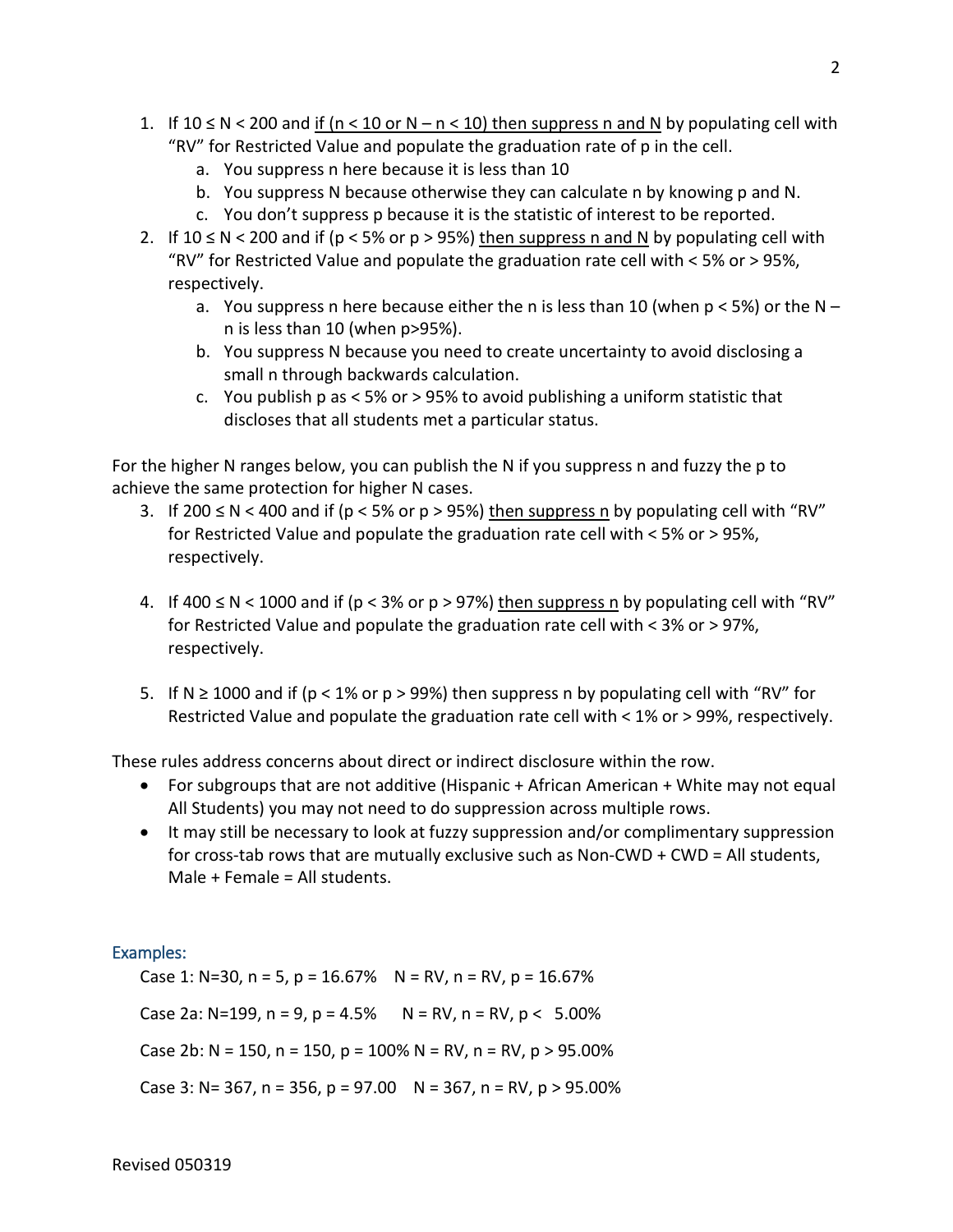1. If $10 \le N < 200$ and <u>if ($n < 10$ or $N - n < 10$) then suppress n and N</u> by populating cell with "RV" for Restricted Value and populate the graduation rate of p in the cell.
   a. You suppress n here because it is less than 10
   b. You suppress N because otherwise they can calculate n by knowing p and N.
   c. You don't suppress p because it is the statistic of interest to be reported.
2. If $10 \le N < 200$ and if ($p < 5\%$ or $p > 95\%$) <u>then suppress n and N</u> by populating cell with "RV" for Restricted Value and populate the graduation rate cell with < 5% or > 95%, respectively.
   a. You suppress n here because either the n is less than 10 (when $p < 5\%$) or the $N - n$ is less than 10 (when $p > 95\%$).
   b. You suppress N because you need to create uncertainty to avoid disclosing a small n through backwards calculation.
   c. You publish p as < 5% or > 95% to avoid publishing a uniform statistic that discloses that all students met a particular status.

For the higher N ranges below, you can publish the N if you suppress n and fuzzy the p to achieve the same protection for higher N cases.

3. If $200 \le N < 400$ and if ($p < 5\%$ or $p > 95\%$) <u>then suppress n</u> by populating cell with "RV" for Restricted Value and populate the graduation rate cell with < 5% or > 95%, respectively.

4. If $400 \le N < 1000$ and if ($p < 3\%$ or $p > 97\%$) <u>then suppress n</u> by populating cell with "RV" for Restricted Value and populate the graduation rate cell with < 3% or > 97%, respectively.

5. If $N \ge 1000$ and if ($p < 1\%$ or $p > 99\%$) then suppress n by populating cell with "RV" for Restricted Value and populate the graduation rate cell with < 1% or > 99%, respectively.

These rules address concerns about direct or indirect disclosure within the row.

- For subgroups that are not additive (Hispanic + African American + White may not equal All Students) you may not need to do suppression across multiple rows.
- It may still be necessary to look at fuzzy suppression and/or complimentary suppression for cross-tab rows that are mutually exclusive such as Non-CWD + CWD = All students, Male + Female = All students.

## Examples:

Case 1: N=30, n = 5, p = 16.67%    N = RV, n = RV, p = 16.67%

Case 2a: N=199, n = 9, p = 4.5%    N = RV, n = RV, p < 5.00%

Case 2b: N = 150, n = 150, p = 100% N = RV, n = RV, p > 95.00%

Case 3: N= 367, n = 356, p = 97.00    N = 367, n = RV, p > 95.00%

Revised 050319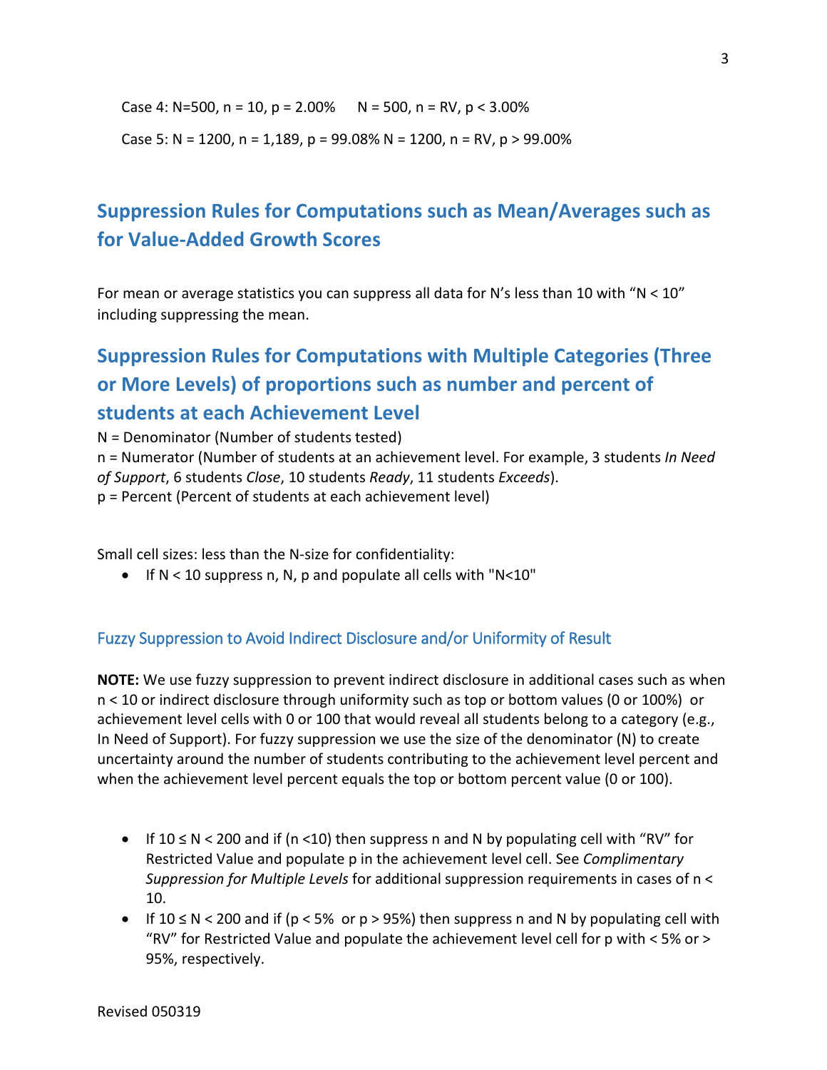Case 4: $N=500$, $n = 10$, $p = 2.00\%$     $N = 500$, $n$ = RV, $p < 3.00\%$

Case 5: $N = 1200$, $n = 1{,}189$, $p = 99.08\%$ $N = 1200$, $n$ = RV, $p > 99.00\%$

## Suppression Rules for Computations such as Mean/Averages such as for Value-Added Growth Scores

For mean or average statistics you can suppress all data for N's less than 10 with "N < 10" including suppressing the mean.

## Suppression Rules for Computations with Multiple Categories (Three or More Levels) of proportions such as number and percent of students at each Achievement Level

N = Denominator (Number of students tested)
n = Numerator (Number of students at an achievement level. For example, 3 students *In Need of Support*, 6 students *Close*, 10 students *Ready*, 11 students *Exceeds*).
p = Percent (Percent of students at each achievement level)

Small cell sizes: less than the N-size for confidentiality:

- If $N < 10$ suppress n, N, p and populate all cells with "N<10"

### Fuzzy Suppression to Avoid Indirect Disclosure and/or Uniformity of Result

**NOTE:** We use fuzzy suppression to prevent indirect disclosure in additional cases such as when $n < 10$ or indirect disclosure through uniformity such as top or bottom values (0 or 100%) or achievement level cells with 0 or 100 that would reveal all students belong to a category (e.g., In Need of Support). For fuzzy suppression we use the size of the denominator (N) to create uncertainty around the number of students contributing to the achievement level percent and when the achievement level percent equals the top or bottom percent value (0 or 100).

- If $10 \le N < 200$ and if ($n < 10$) then suppress n and N by populating cell with "RV" for Restricted Value and populate p in the achievement level cell. See *Complimentary Suppression for Multiple Levels* for additional suppression requirements in cases of $n < 10$.
- If $10 \le N < 200$ and if ($p < 5\%$ or $p > 95\%$) then suppress n and N by populating cell with "RV" for Restricted Value and populate the achievement level cell for p with < 5% or > 95%, respectively.

Revised 050319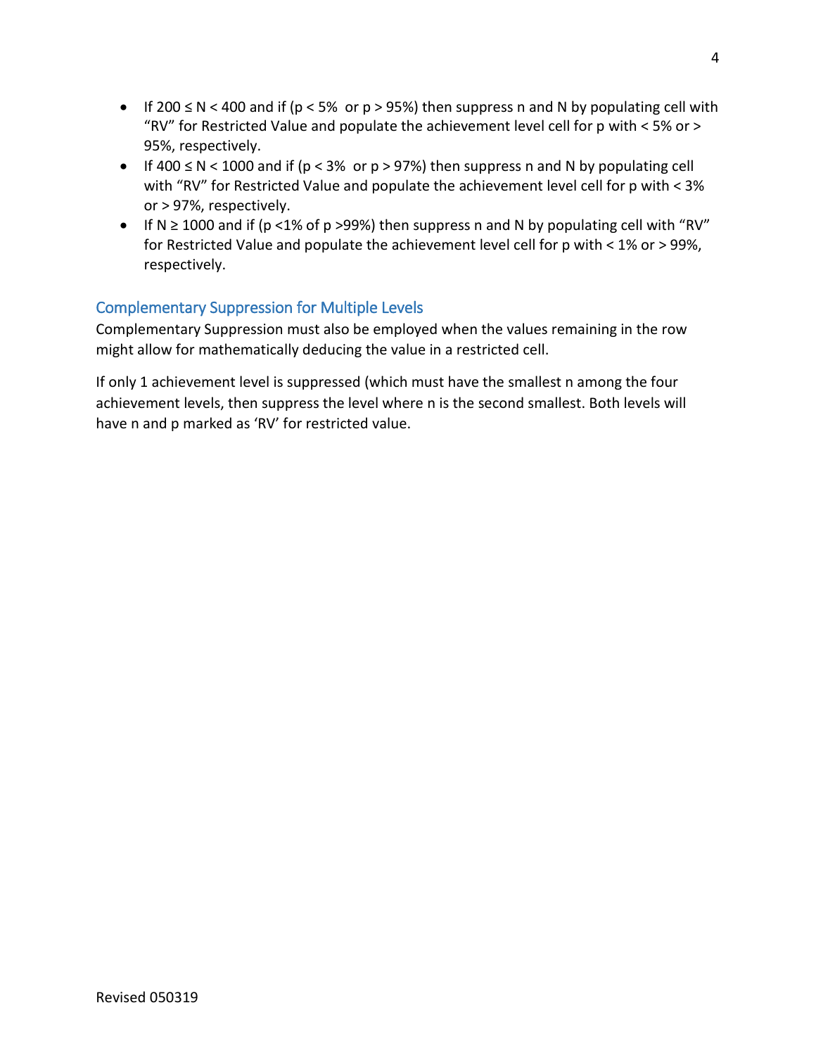- If $200 \leq N < 400$ and if ($p < 5\%$ or $p > 95\%$) then suppress n and N by populating cell with "RV" for Restricted Value and populate the achievement level cell for p with < 5% or > 95%, respectively.
- If $400 \leq N < 1000$ and if ($p < 3\%$ or $p > 97\%$) then suppress n and N by populating cell with "RV" for Restricted Value and populate the achievement level cell for p with < 3% or > 97%, respectively.
- If $N \geq 1000$ and if ($p < 1\%$ of $p > 99\%$) then suppress n and N by populating cell with "RV" for Restricted Value and populate the achievement level cell for p with < 1% or > 99%, respectively.

## Complementary Suppression for Multiple Levels

Complementary Suppression must also be employed when the values remaining in the row might allow for mathematically deducing the value in a restricted cell.

If only 1 achievement level is suppressed (which must have the smallest n among the four achievement levels, then suppress the level where n is the second smallest. Both levels will have n and p marked as 'RV' for restricted value.

Revised 050319